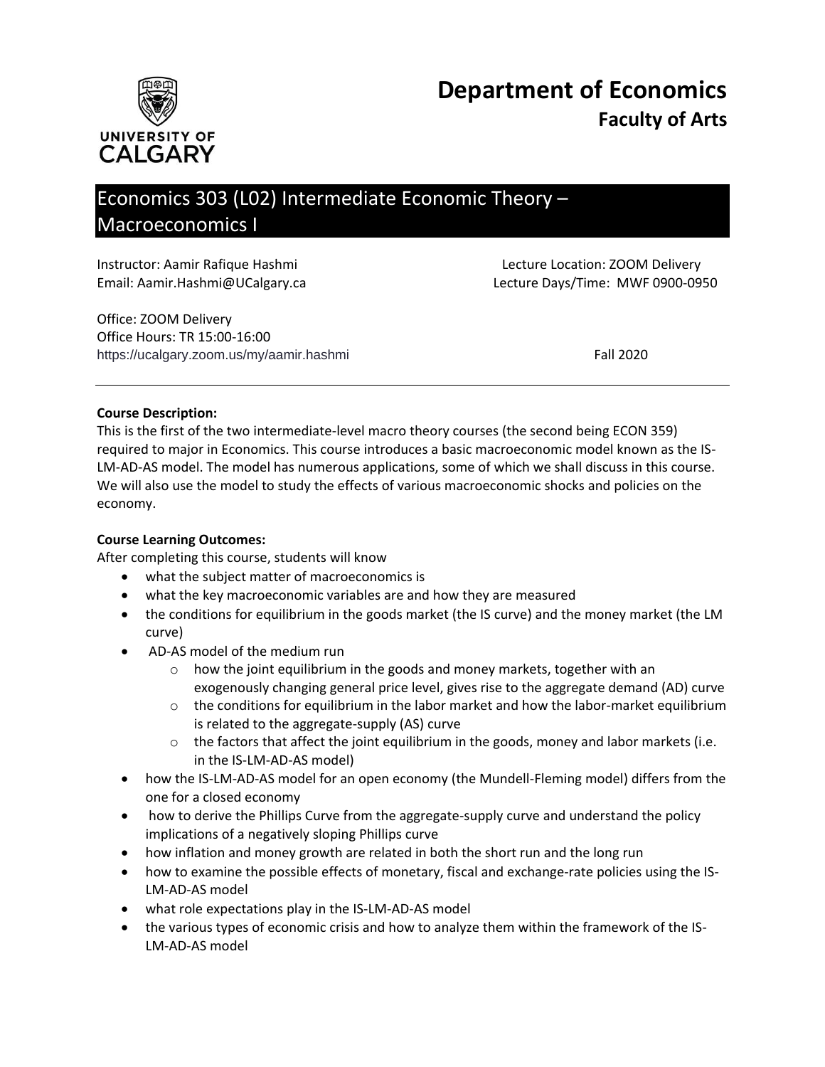# Department of Economics

## Faculty of Arts

UNIVERSITY OF CALGARY

## Economics 303 (L02) Intermediate Economic Theory – Macroeconomics I

Instructor: Aamir Rafique Hashmi
Email: Aamir.Hashmi@UCalgary.ca

Lecture Location: ZOOM Delivery
Lecture Days/Time: MWF 0900-0950

Office: ZOOM Delivery
Office Hours: TR 15:00-16:00
https://ucalgary.zoom.us/my/aamir.hashmi

Fall 2020

---

**Course Description:**

This is the first of the two intermediate-level macro theory courses (the second being ECON 359) required to major in Economics. This course introduces a basic macroeconomic model known as the IS-LM-AD-AS model. The model has numerous applications, some of which we shall discuss in this course. We will also use the model to study the effects of various macroeconomic shocks and policies on the economy.

**Course Learning Outcomes:**

After completing this course, students will know

- what the subject matter of macroeconomics is
- what the key macroeconomic variables are and how they are measured
- the conditions for equilibrium in the goods market (the IS curve) and the money market (the LM curve)
- AD-AS model of the medium run
  - how the joint equilibrium in the goods and money markets, together with an exogenously changing general price level, gives rise to the aggregate demand (AD) curve
  - the conditions for equilibrium in the labor market and how the labor-market equilibrium is related to the aggregate-supply (AS) curve
  - the factors that affect the joint equilibrium in the goods, money and labor markets (i.e. in the IS-LM-AD-AS model)
- how the IS-LM-AD-AS model for an open economy (the Mundell-Fleming model) differs from the one for a closed economy
- how to derive the Phillips Curve from the aggregate-supply curve and understand the policy implications of a negatively sloping Phillips curve
- how inflation and money growth are related in both the short run and the long run
- how to examine the possible effects of monetary, fiscal and exchange-rate policies using the IS-LM-AD-AS model
- what role expectations play in the IS-LM-AD-AS model
- the various types of economic crisis and how to analyze them within the framework of the IS-LM-AD-AS model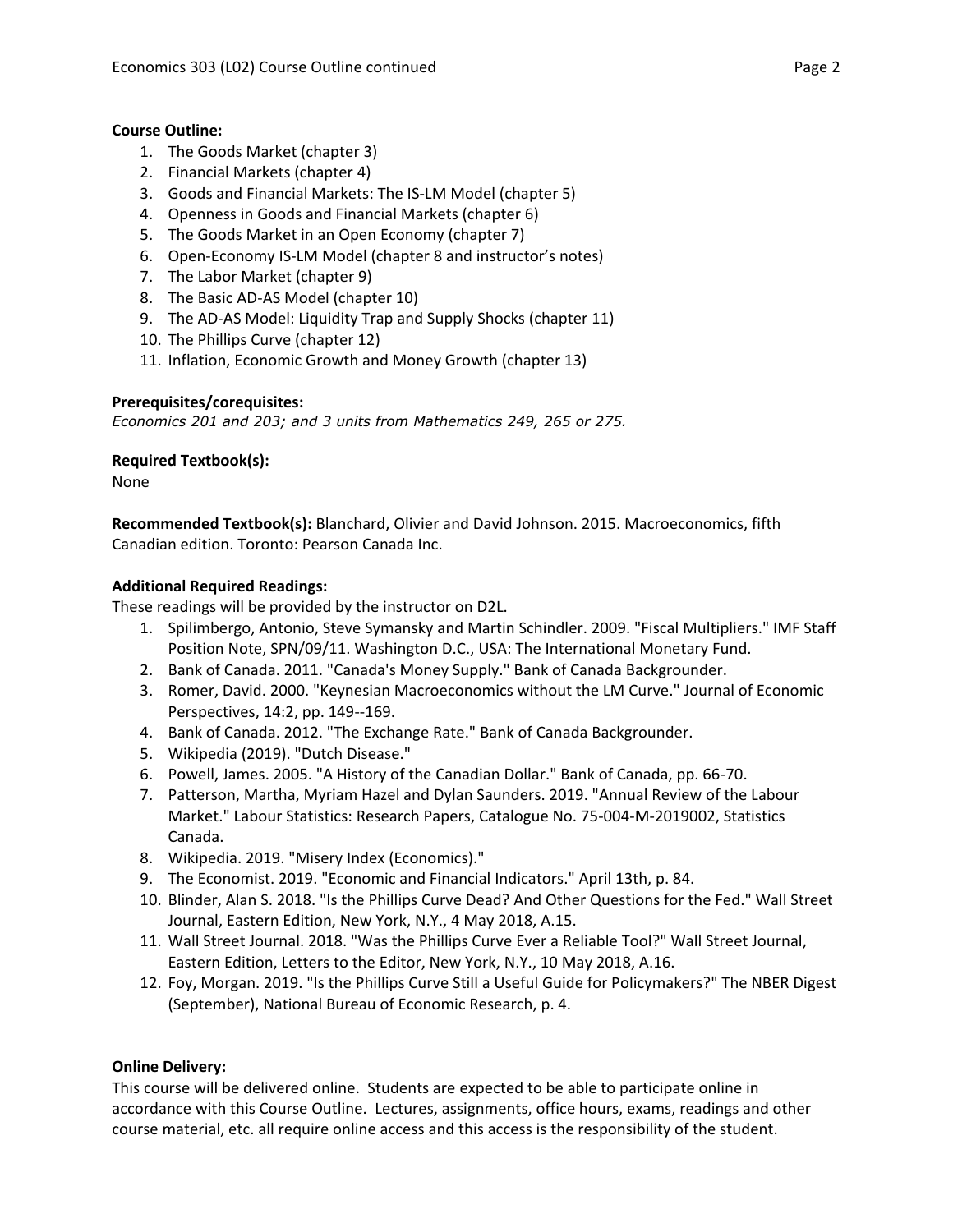**Course Outline:**

1. The Goods Market (chapter 3)
2. Financial Markets (chapter 4)
3. Goods and Financial Markets: The IS-LM Model (chapter 5)
4. Openness in Goods and Financial Markets (chapter 6)
5. The Goods Market in an Open Economy (chapter 7)
6. Open-Economy IS-LM Model (chapter 8 and instructor's notes)
7. The Labor Market (chapter 9)
8. The Basic AD-AS Model (chapter 10)
9. The AD-AS Model: Liquidity Trap and Supply Shocks (chapter 11)
10. The Phillips Curve (chapter 12)
11. Inflation, Economic Growth and Money Growth (chapter 13)

**Prerequisites/corequisites:**

*Economics 201 and 203; and 3 units from Mathematics 249, 265 or 275.*

**Required Textbook(s):**

None

**Recommended Textbook(s):** Blanchard, Olivier and David Johnson. 2015. Macroeconomics, fifth Canadian edition. Toronto: Pearson Canada Inc.

**Additional Required Readings:**

These readings will be provided by the instructor on D2L.

1. Spilimbergo, Antonio, Steve Symansky and Martin Schindler. 2009. "Fiscal Multipliers." IMF Staff Position Note, SPN/09/11. Washington D.C., USA: The International Monetary Fund.
2. Bank of Canada. 2011. "Canada's Money Supply." Bank of Canada Backgrounder.
3. Romer, David. 2000. "Keynesian Macroeconomics without the LM Curve." Journal of Economic Perspectives, 14:2, pp. 149--169.
4. Bank of Canada. 2012. "The Exchange Rate." Bank of Canada Backgrounder.
5. Wikipedia (2019). "Dutch Disease."
6. Powell, James. 2005. "A History of the Canadian Dollar." Bank of Canada, pp. 66-70.
7. Patterson, Martha, Myriam Hazel and Dylan Saunders. 2019. "Annual Review of the Labour Market." Labour Statistics: Research Papers, Catalogue No. 75-004-M-2019002, Statistics Canada.
8. Wikipedia. 2019. "Misery Index (Economics)."
9. The Economist. 2019. "Economic and Financial Indicators." April 13th, p. 84.
10. Blinder, Alan S. 2018. "Is the Phillips Curve Dead? And Other Questions for the Fed." Wall Street Journal, Eastern Edition, New York, N.Y., 4 May 2018, A.15.
11. Wall Street Journal. 2018. "Was the Phillips Curve Ever a Reliable Tool?" Wall Street Journal, Eastern Edition, Letters to the Editor, New York, N.Y., 10 May 2018, A.16.
12. Foy, Morgan. 2019. "Is the Phillips Curve Still a Useful Guide for Policymakers?" The NBER Digest (September), National Bureau of Economic Research, p. 4.

**Online Delivery:**

This course will be delivered online. Students are expected to be able to participate online in accordance with this Course Outline. Lectures, assignments, office hours, exams, readings and other course material, etc. all require online access and this access is the responsibility of the student.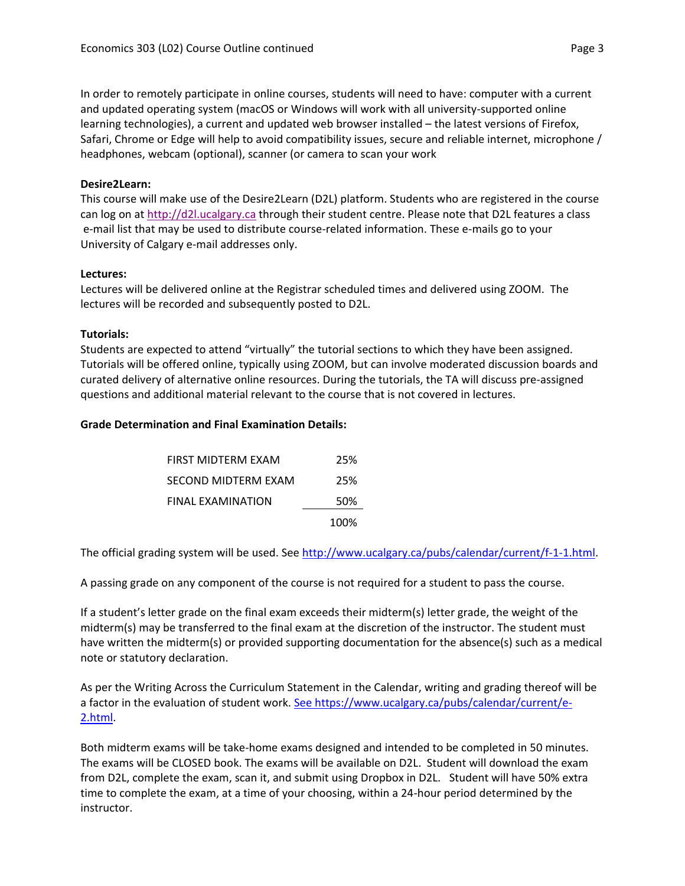In order to remotely participate in online courses, students will need to have: computer with a current and updated operating system (macOS or Windows will work with all university-supported online learning technologies), a current and updated web browser installed – the latest versions of Firefox, Safari, Chrome or Edge will help to avoid compatibility issues, secure and reliable internet, microphone / headphones, webcam (optional), scanner (or camera to scan your work

**Desire2Learn:**
This course will make use of the Desire2Learn (D2L) platform. Students who are registered in the course can log on at http://d2l.ucalgary.ca through their student centre. Please note that D2L features a class e-mail list that may be used to distribute course-related information. These e-mails go to your University of Calgary e-mail addresses only.

**Lectures:**
Lectures will be delivered online at the Registrar scheduled times and delivered using ZOOM. The lectures will be recorded and subsequently posted to D2L.

**Tutorials:**
Students are expected to attend "virtually" the tutorial sections to which they have been assigned. Tutorials will be offered online, typically using ZOOM, but can involve moderated discussion boards and curated delivery of alternative online resources. During the tutorials, the TA will discuss pre-assigned questions and additional material relevant to the course that is not covered in lectures.

**Grade Determination and Final Examination Details:**

| Component | Weight |
|---|---|
| FIRST MIDTERM EXAM | 25% |
| SECOND MIDTERM EXAM | 25% |
| FINAL EXAMINATION | 50% |
| | 100% |

The official grading system will be used. See http://www.ucalgary.ca/pubs/calendar/current/f-1-1.html.

A passing grade on any component of the course is not required for a student to pass the course.

If a student's letter grade on the final exam exceeds their midterm(s) letter grade, the weight of the midterm(s) may be transferred to the final exam at the discretion of the instructor. The student must have written the midterm(s) or provided supporting documentation for the absence(s) such as a medical note or statutory declaration.

As per the Writing Across the Curriculum Statement in the Calendar, writing and grading thereof will be a factor in the evaluation of student work. See https://www.ucalgary.ca/pubs/calendar/current/e-2.html.

Both midterm exams will be take-home exams designed and intended to be completed in 50 minutes. The exams will be CLOSED book. The exams will be available on D2L. Student will download the exam from D2L, complete the exam, scan it, and submit using Dropbox in D2L. Student will have 50% extra time to complete the exam, at a time of your choosing, within a 24-hour period determined by the instructor.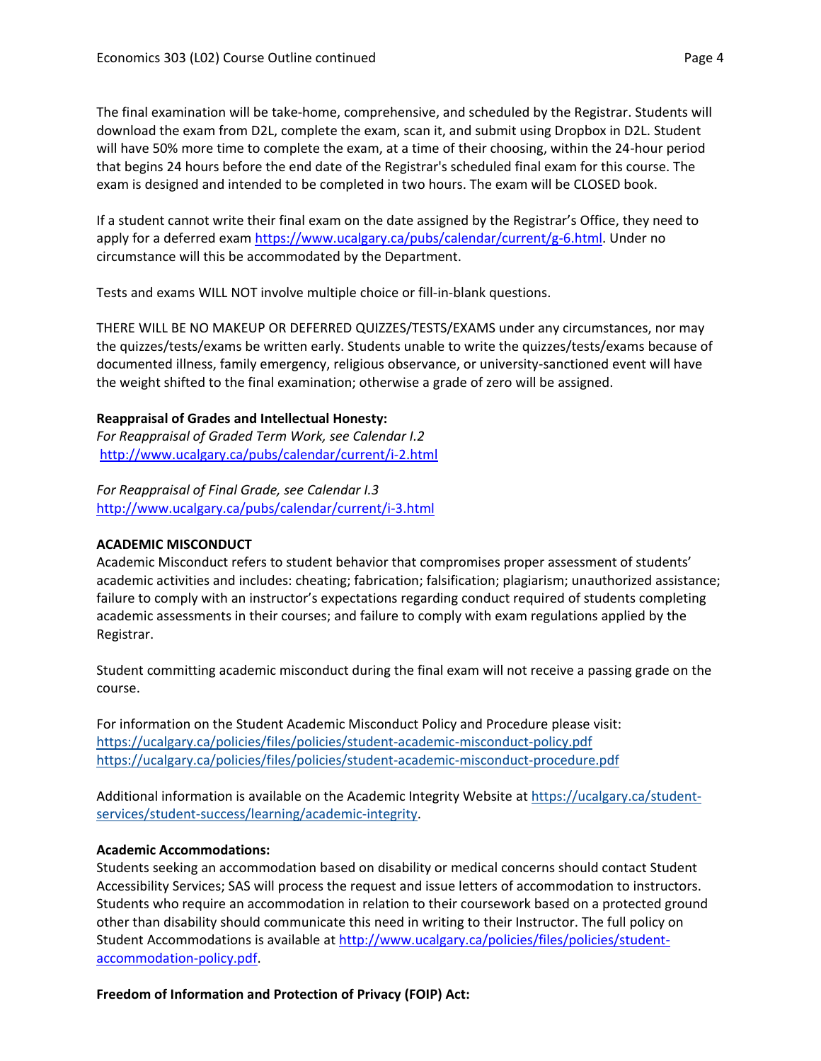The final examination will be take-home, comprehensive, and scheduled by the Registrar. Students will download the exam from D2L, complete the exam, scan it, and submit using Dropbox in D2L. Student will have 50% more time to complete the exam, at a time of their choosing, within the 24-hour period that begins 24 hours before the end date of the Registrar's scheduled final exam for this course. The exam is designed and intended to be completed in two hours. The exam will be CLOSED book.

If a student cannot write their final exam on the date assigned by the Registrar's Office, they need to apply for a deferred exam https://www.ucalgary.ca/pubs/calendar/current/g-6.html. Under no circumstance will this be accommodated by the Department.

Tests and exams WILL NOT involve multiple choice or fill-in-blank questions.

THERE WILL BE NO MAKEUP OR DEFERRED QUIZZES/TESTS/EXAMS under any circumstances, nor may the quizzes/tests/exams be written early. Students unable to write the quizzes/tests/exams because of documented illness, family emergency, religious observance, or university-sanctioned event will have the weight shifted to the final examination; otherwise a grade of zero will be assigned.

**Reappraisal of Grades and Intellectual Honesty:**
*For Reappraisal of Graded Term Work, see Calendar I.2*
http://www.ucalgary.ca/pubs/calendar/current/i-2.html

*For Reappraisal of Final Grade, see Calendar I.3*
http://www.ucalgary.ca/pubs/calendar/current/i-3.html

**ACADEMIC MISCONDUCT**
Academic Misconduct refers to student behavior that compromises proper assessment of students' academic activities and includes: cheating; fabrication; falsification; plagiarism; unauthorized assistance; failure to comply with an instructor's expectations regarding conduct required of students completing academic assessments in their courses; and failure to comply with exam regulations applied by the Registrar.

Student committing academic misconduct during the final exam will not receive a passing grade on the course.

For information on the Student Academic Misconduct Policy and Procedure please visit:
https://ucalgary.ca/policies/files/policies/student-academic-misconduct-policy.pdf
https://ucalgary.ca/policies/files/policies/student-academic-misconduct-procedure.pdf

Additional information is available on the Academic Integrity Website at https://ucalgary.ca/student-services/student-success/learning/academic-integrity.

**Academic Accommodations:**
Students seeking an accommodation based on disability or medical concerns should contact Student Accessibility Services; SAS will process the request and issue letters of accommodation to instructors. Students who require an accommodation in relation to their coursework based on a protected ground other than disability should communicate this need in writing to their Instructor. The full policy on Student Accommodations is available at http://www.ucalgary.ca/policies/files/policies/student-accommodation-policy.pdf.

**Freedom of Information and Protection of Privacy (FOIP) Act:**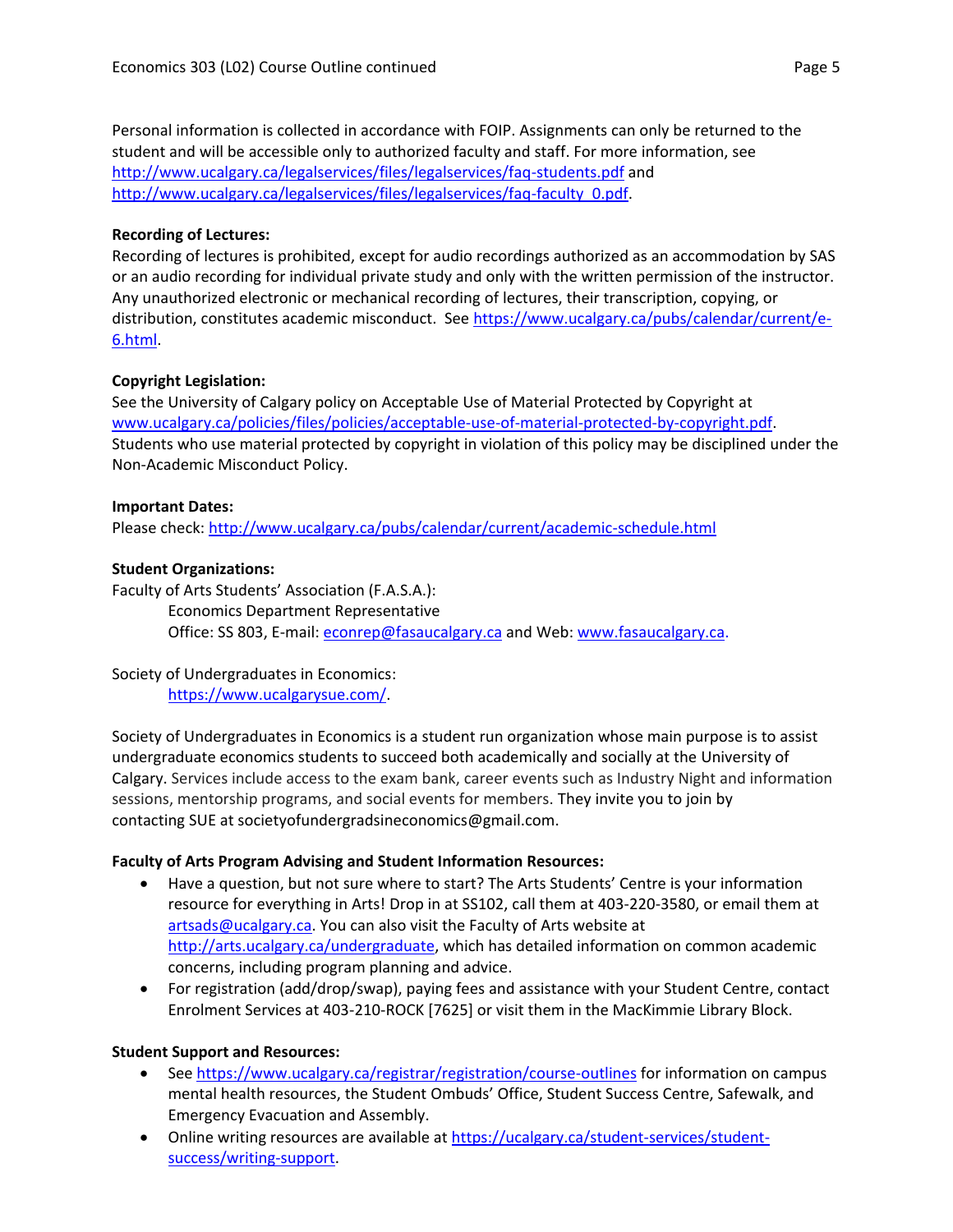Personal information is collected in accordance with FOIP. Assignments can only be returned to the student and will be accessible only to authorized faculty and staff. For more information, see http://www.ucalgary.ca/legalservices/files/legalservices/faq-students.pdf and http://www.ucalgary.ca/legalservices/files/legalservices/faq-faculty_0.pdf.

**Recording of Lectures:**
Recording of lectures is prohibited, except for audio recordings authorized as an accommodation by SAS or an audio recording for individual private study and only with the written permission of the instructor. Any unauthorized electronic or mechanical recording of lectures, their transcription, copying, or distribution, constitutes academic misconduct. See https://www.ucalgary.ca/pubs/calendar/current/e-6.html.

**Copyright Legislation:**
See the University of Calgary policy on Acceptable Use of Material Protected by Copyright at www.ucalgary.ca/policies/files/policies/acceptable-use-of-material-protected-by-copyright.pdf. Students who use material protected by copyright in violation of this policy may be disciplined under the Non-Academic Misconduct Policy.

**Important Dates:**
Please check: http://www.ucalgary.ca/pubs/calendar/current/academic-schedule.html

**Student Organizations:**
Faculty of Arts Students' Association (F.A.S.A.):
Economics Department Representative
Office: SS 803, E-mail: econrep@fasaucalgary.ca and Web: www.fasaucalgary.ca.

Society of Undergraduates in Economics:
https://www.ucalgarysue.com/.

Society of Undergraduates in Economics is a student run organization whose main purpose is to assist undergraduate economics students to succeed both academically and socially at the University of Calgary. Services include access to the exam bank, career events such as Industry Night and information sessions, mentorship programs, and social events for members. They invite you to join by contacting SUE at societyofundergradsineconomics@gmail.com.

**Faculty of Arts Program Advising and Student Information Resources:**

- Have a question, but not sure where to start? The Arts Students' Centre is your information resource for everything in Arts! Drop in at SS102, call them at 403-220-3580, or email them at artsads@ucalgary.ca. You can also visit the Faculty of Arts website at http://arts.ucalgary.ca/undergraduate, which has detailed information on common academic concerns, including program planning and advice.
- For registration (add/drop/swap), paying fees and assistance with your Student Centre, contact Enrolment Services at 403-210-ROCK [7625] or visit them in the MacKimmie Library Block.

**Student Support and Resources:**

- See https://www.ucalgary.ca/registrar/registration/course-outlines for information on campus mental health resources, the Student Ombuds' Office, Student Success Centre, Safewalk, and Emergency Evacuation and Assembly.
- Online writing resources are available at https://ucalgary.ca/student-services/student-success/writing-support.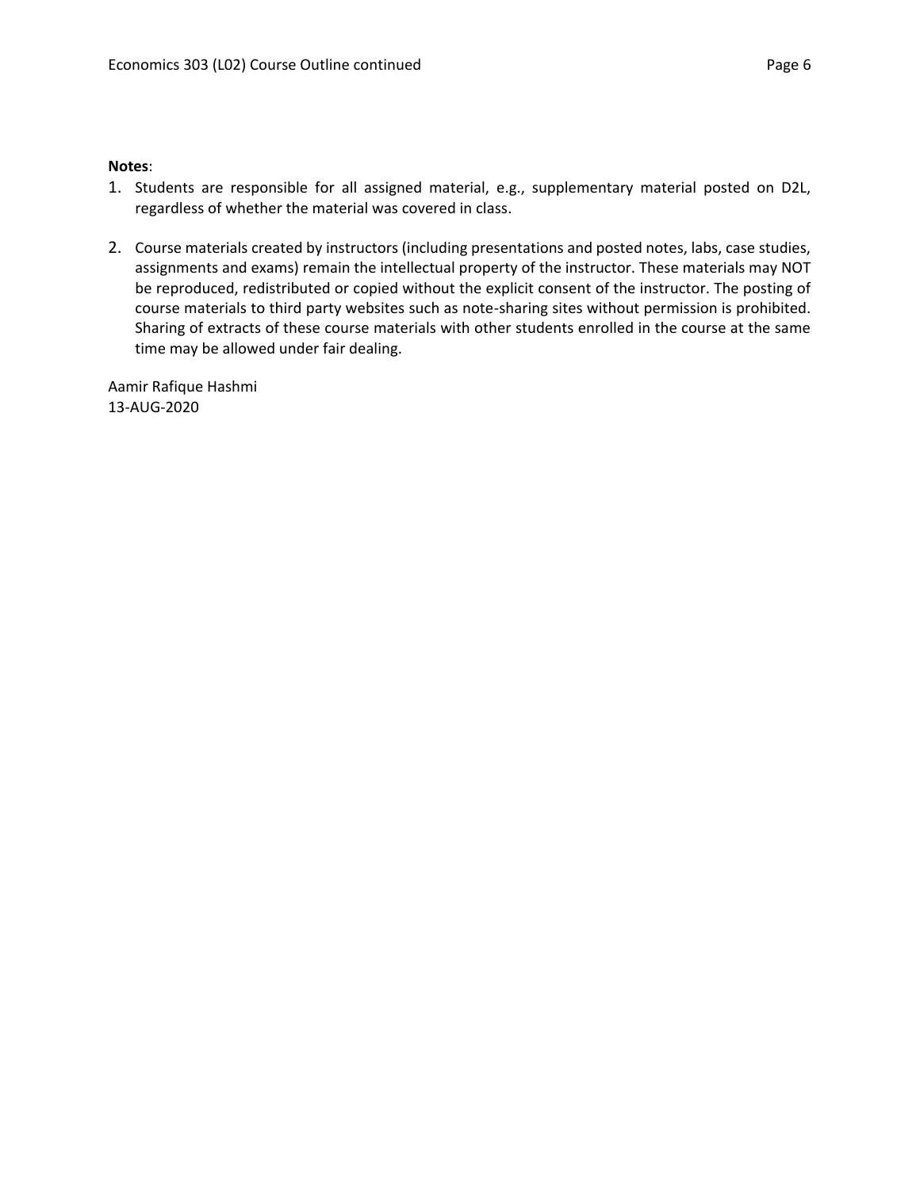**Notes**:

1. Students are responsible for all assigned material, e.g., supplementary material posted on D2L, regardless of whether the material was covered in class.

2. Course materials created by instructors (including presentations and posted notes, labs, case studies, assignments and exams) remain the intellectual property of the instructor. These materials may NOT be reproduced, redistributed or copied without the explicit consent of the instructor. The posting of course materials to third party websites such as note-sharing sites without permission is prohibited. Sharing of extracts of these course materials with other students enrolled in the course at the same time may be allowed under fair dealing.

Aamir Rafique Hashmi
13-AUG-2020